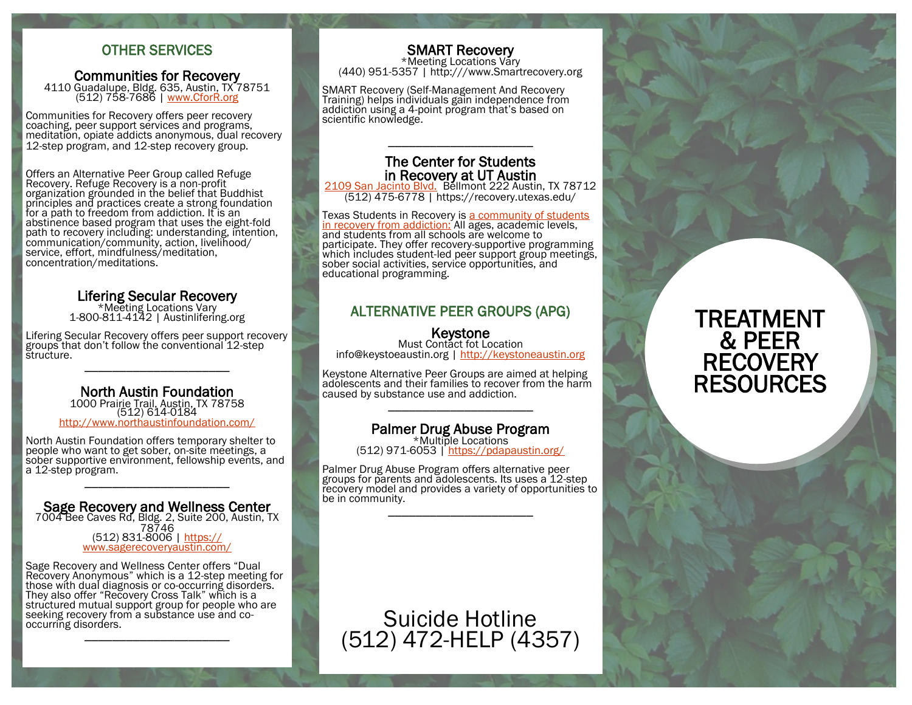## OTHER SERVICES

### Communities for Recovery

4110 Guadalupe, Bldg. 635, Austin, TX 78751
(512) 758-7686 | www.CforR.org

Communities for Recovery offers peer recovery coaching, peer support services and programs, meditation, opiate addicts anonymous, dual recovery 12-step program, and 12-step recovery group.

Offers an Alternative Peer Group called Refuge Recovery. Refuge Recovery is a non-profit organization grounded in the belief that Buddhist principles and practices create a strong foundation for a path to freedom from addiction. It is an abstinence based program that uses the eight-fold path to recovery including: understanding, intention, communication/community, action, livelihood/service, effort, mindfulness/meditation, concentration/meditations.

### Lifering Secular Recovery

*Meeting Locations Vary
1-800-811-4142 | Austinlifering.org

Lifering Secular Recovery offers peer support recovery groups that don't follow the conventional 12-step structure.

---

### North Austin Foundation

1000 Prairie Trail, Austin, TX 78758
(512) 614-0184
http://www.northaustinfoundation.com/

North Austin Foundation offers temporary shelter to people who want to get sober, on-site meetings, a sober supportive environment, fellowship events, and a 12-step program.

---

### Sage Recovery and Wellness Center

7004 Bee Caves Rd, Bldg. 2, Suite 200, Austin, TX 78746
(512) 831-8006 | https://www.sagerecoveryaustin.com/

Sage Recovery and Wellness Center offers "Dual Recovery Anonymous" which is a 12-step meeting for those with dual diagnosis or co-occurring disorders. They also offer "Recovery Cross Talk" which is a structured mutual support group for people who are seeking recovery from a substance use and co-occurring disorders.

---

### SMART Recovery

*Meeting Locations Vary
(440) 951-5357 | http:///www.Smartrecovery.org

SMART Recovery (Self-Management And Recovery Training) helps individuals gain independence from addiction using a 4-point program that's based on scientific knowledge.

---

### The Center for Students in Recovery at UT Austin

2109 San Jacinto Blvd. Bellmont 222 Austin, TX 78712
(512) 475-6778 | https://recovery.utexas.edu/

Texas Students in Recovery is a community of students in recovery from addiction: All ages, academic levels, and students from all schools are welcome to participate. They offer recovery-supportive programming which includes student-led peer support group meetings, sober social activities, service opportunities, and educational programming.

## ALTERNATIVE PEER GROUPS (APG)

### Keystone

Must Contact fot Location
info@keystoeaustin.org | http://keystoneaustin.org

Keystone Alternative Peer Groups are aimed at helping adolescents and their families to recover from the harm caused by substance use and addiction.

---

### Palmer Drug Abuse Program

*Multiple Locations
(512) 971-6053 | https://pdapaustin.org/

Palmer Drug Abuse Program offers alternative peer groups for parents and adolescents. Its uses a 12-step recovery model and provides a variety of opportunities to be in community.

---

Suicide Hotline
(512) 472-HELP (4357)

# TREATMENT & PEER RECOVERY RESOURCES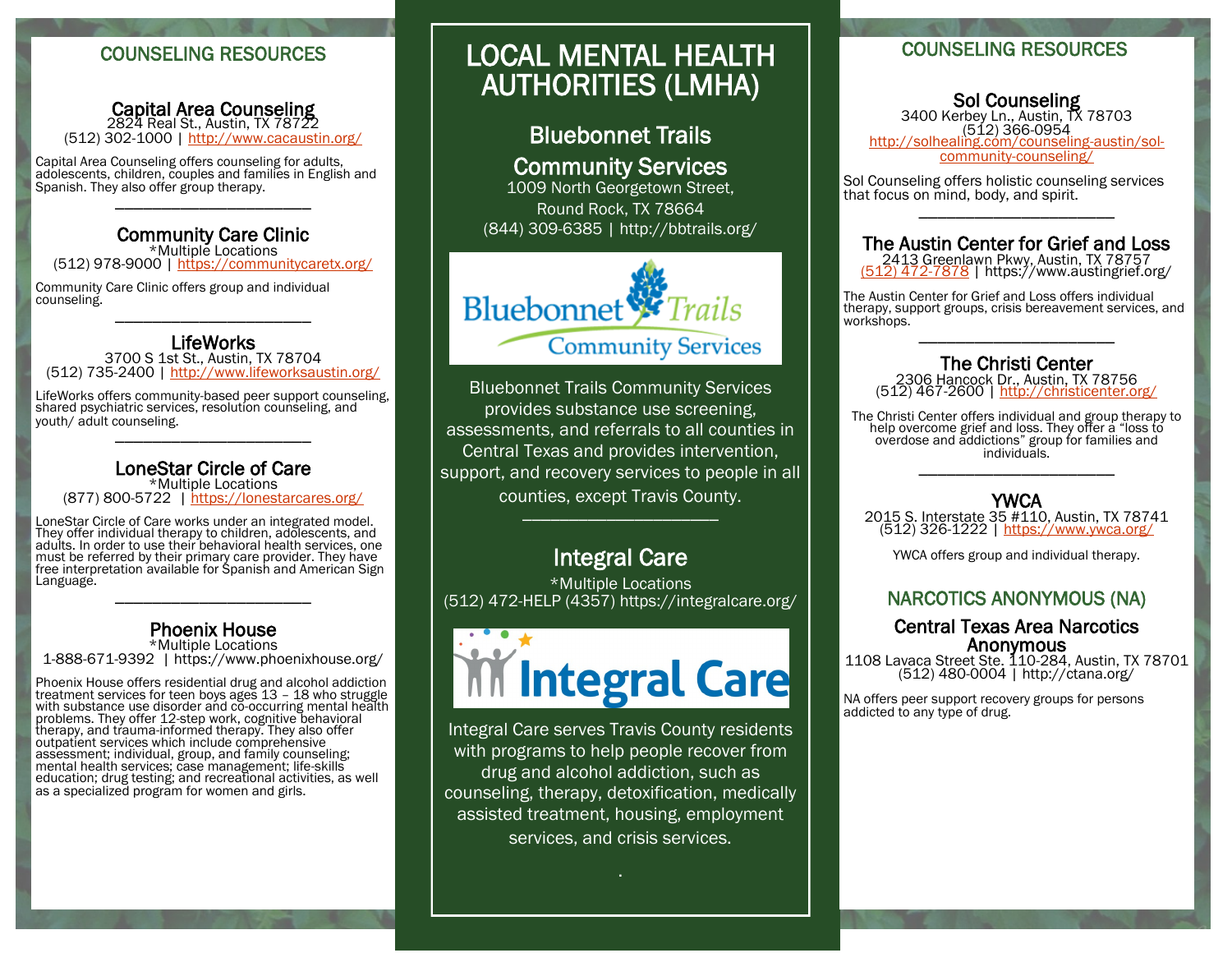## COUNSELING RESOURCES

### Capital Area Counseling
2824 Real St., Austin, TX 78722
(512) 302-1000 | http://www.cacaustin.org/

Capital Area Counseling offers counseling for adults, adolescents, children, couples and families in English and Spanish. They also offer group therapy.

---

### Community Care Clinic
*Multiple Locations
(512) 978-9000 | https://communitycaretx.org/

Community Care Clinic offers group and individual counseling.

---

### LifeWorks
3700 S 1st St., Austin, TX 78704
(512) 735-2400 | http://www.lifeworksaustin.org/

LifeWorks offers community-based peer support counseling, shared psychiatric services, resolution counseling, and youth/ adult counseling.

---

### LoneStar Circle of Care
*Multiple Locations
(877) 800-5722 | https://lonestarcares.org/

LoneStar Circle of Care works under an integrated model. They offer individual therapy to children, adolescents, and adults. In order to use their behavioral health services, one must be referred by their primary care provider. They have free interpretation available for Spanish and American Sign Language.

---

### Phoenix House
*Multiple Locations
1-888-671-9392 | https://www.phoenixhouse.org/

Phoenix House offers residential drug and alcohol addiction treatment services for teen boys ages 13 – 18 who struggle with substance use disorder and co-occurring mental health problems. They offer 12-step work, cognitive behavioral therapy, and trauma-informed therapy. They also offer outpatient services which include comprehensive assessment; individual, group, and family counseling; mental health services; case management; life-skills education; drug testing; and recreational activities, as well as a specialized program for women and girls.

# LOCAL MENTAL HEALTH AUTHORITIES (LMHA)

## Bluebonnet Trails Community Services
1009 North Georgetown Street,
Round Rock, TX 78664
(844) 309-6385 | http://bbtrails.org/

Bluebonnet Trails Community Services provides substance use screening, assessments, and referrals to all counties in Central Texas and provides intervention, support, and recovery services to people in all counties, except Travis County.

---

## Integral Care
*Multiple Locations
(512) 472-HELP (4357) https://integralcare.org/

Integral Care serves Travis County residents with programs to help people recover from drug and alcohol addiction, such as counseling, therapy, detoxification, medically assisted treatment, housing, employment services, and crisis services.

## COUNSELING RESOURCES

### Sol Counseling
3400 Kerbey Ln., Austin, TX 78703
(512) 366-0954
http://solhealing.com/counseling-austin/sol-community-counseling/

Sol Counseling offers holistic counseling services that focus on mind, body, and spirit.

---

### The Austin Center for Grief and Loss
2413 Greenlawn Pkwy, Austin, TX 78757
(512) 472-7878 | https://www.austingrief.org/

The Austin Center for Grief and Loss offers individual therapy, support groups, crisis bereavement services, and workshops.

---

### The Christi Center
2306 Hancock Dr., Austin, TX 78756
(512) 467-2600 | http://christicenter.org/

The Christi Center offers individual and group therapy to help overcome grief and loss. They offer a "loss to overdose and addictions" group for families and individuals.

---

### YWCA
2015 S. Interstate 35 #110, Austin, TX 78741
(512) 326-1222 | https://www.ywca.org/

YWCA offers group and individual therapy.

## NARCOTICS ANONYMOUS (NA)

### Central Texas Area Narcotics Anonymous
1108 Lavaca Street Ste. 110-284, Austin, TX 78701
(512) 480-0004 | http://ctana.org/

NA offers peer support recovery groups for persons addicted to any type of drug.